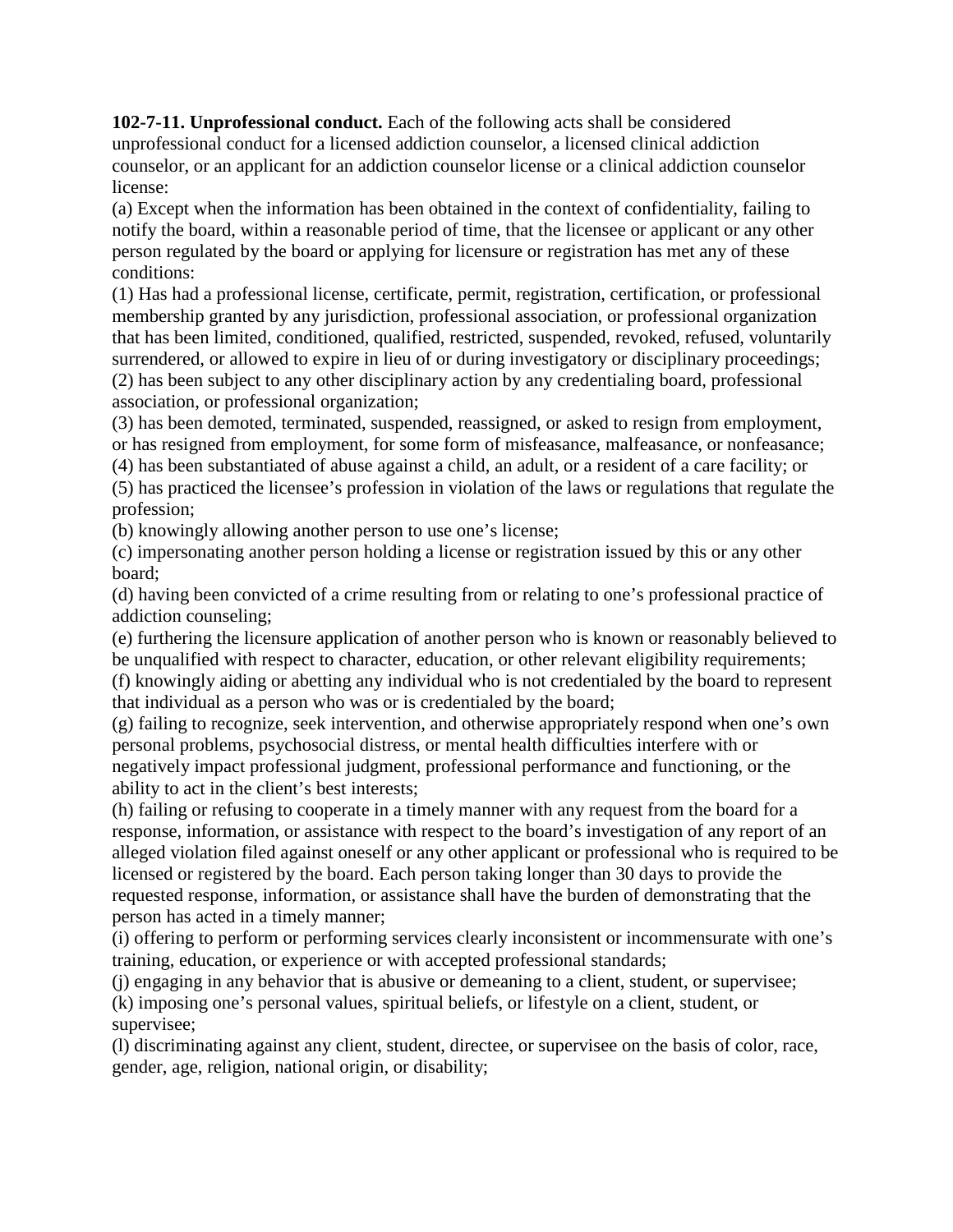**102-7-11. Unprofessional conduct.** Each of the following acts shall be considered unprofessional conduct for a licensed addiction counselor, a licensed clinical addiction counselor, or an applicant for an addiction counselor license or a clinical addiction counselor license:

(a) Except when the information has been obtained in the context of confidentiality, failing to notify the board, within a reasonable period of time, that the licensee or applicant or any other person regulated by the board or applying for licensure or registration has met any of these conditions:

(1) Has had a professional license, certificate, permit, registration, certification, or professional membership granted by any jurisdiction, professional association, or professional organization that has been limited, conditioned, qualified, restricted, suspended, revoked, refused, voluntarily surrendered, or allowed to expire in lieu of or during investigatory or disciplinary proceedings;

(2) has been subject to any other disciplinary action by any credentialing board, professional association, or professional organization;

(3) has been demoted, terminated, suspended, reassigned, or asked to resign from employment, or has resigned from employment, for some form of misfeasance, malfeasance, or nonfeasance;

(4) has been substantiated of abuse against a child, an adult, or a resident of a care facility; or

(5) has practiced the licensee's profession in violation of the laws or regulations that regulate the profession;

(b) knowingly allowing another person to use one's license;

(c) impersonating another person holding a license or registration issued by this or any other board;

(d) having been convicted of a crime resulting from or relating to one's professional practice of addiction counseling;

(e) furthering the licensure application of another person who is known or reasonably believed to be unqualified with respect to character, education, or other relevant eligibility requirements;

(f) knowingly aiding or abetting any individual who is not credentialed by the board to represent that individual as a person who was or is credentialed by the board;

(g) failing to recognize, seek intervention, and otherwise appropriately respond when one's own personal problems, psychosocial distress, or mental health difficulties interfere with or negatively impact professional judgment, professional performance and functioning, or the ability to act in the client's best interests;

(h) failing or refusing to cooperate in a timely manner with any request from the board for a response, information, or assistance with respect to the board's investigation of any report of an alleged violation filed against oneself or any other applicant or professional who is required to be licensed or registered by the board. Each person taking longer than 30 days to provide the requested response, information, or assistance shall have the burden of demonstrating that the person has acted in a timely manner;

(i) offering to perform or performing services clearly inconsistent or incommensurate with one's training, education, or experience or with accepted professional standards;

(j) engaging in any behavior that is abusive or demeaning to a client, student, or supervisee;

(k) imposing one's personal values, spiritual beliefs, or lifestyle on a client, student, or supervisee;

(l) discriminating against any client, student, directee, or supervisee on the basis of color, race, gender, age, religion, national origin, or disability;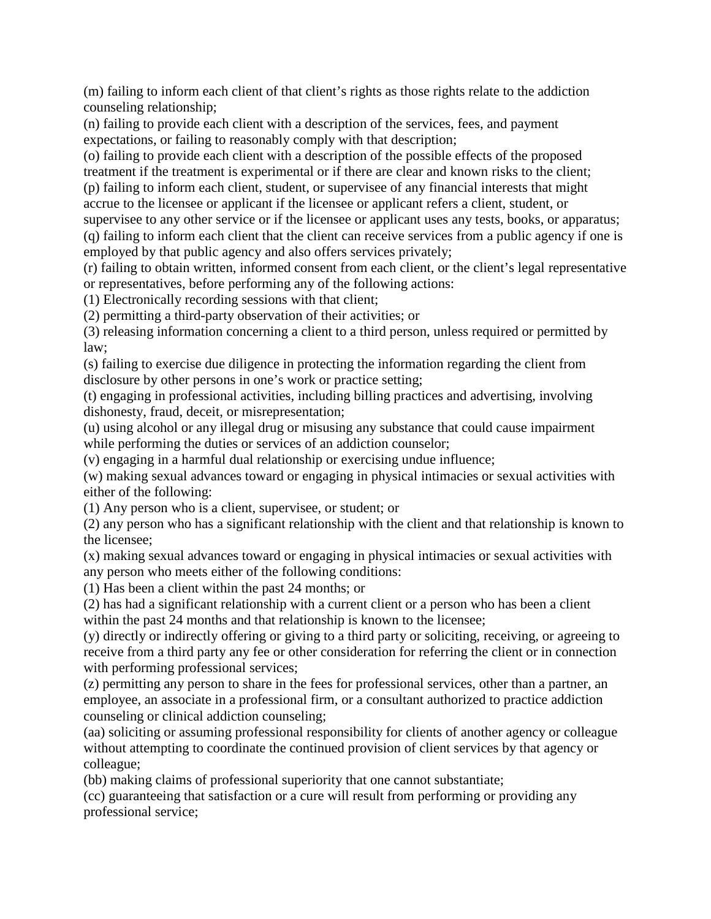(m) failing to inform each client of that client's rights as those rights relate to the addiction counseling relationship;

(n) failing to provide each client with a description of the services, fees, and payment expectations, or failing to reasonably comply with that description;

(o) failing to provide each client with a description of the possible effects of the proposed treatment if the treatment is experimental or if there are clear and known risks to the client;

(p) failing to inform each client, student, or supervisee of any financial interests that might accrue to the licensee or applicant if the licensee or applicant refers a client, student, or supervisee to any other service or if the licensee or applicant uses any tests, books, or apparatus;

(q) failing to inform each client that the client can receive services from a public agency if one is employed by that public agency and also offers services privately;

(r) failing to obtain written, informed consent from each client, or the client's legal representative or representatives, before performing any of the following actions:

(1) Electronically recording sessions with that client;

(2) permitting a third-party observation of their activities; or

(3) releasing information concerning a client to a third person, unless required or permitted by law;

(s) failing to exercise due diligence in protecting the information regarding the client from disclosure by other persons in one's work or practice setting;

(t) engaging in professional activities, including billing practices and advertising, involving dishonesty, fraud, deceit, or misrepresentation;

(u) using alcohol or any illegal drug or misusing any substance that could cause impairment while performing the duties or services of an addiction counselor;

(v) engaging in a harmful dual relationship or exercising undue influence;

(w) making sexual advances toward or engaging in physical intimacies or sexual activities with either of the following:

(1) Any person who is a client, supervisee, or student; or

(2) any person who has a significant relationship with the client and that relationship is known to the licensee;

(x) making sexual advances toward or engaging in physical intimacies or sexual activities with any person who meets either of the following conditions:

(1) Has been a client within the past 24 months; or

(2) has had a significant relationship with a current client or a person who has been a client within the past 24 months and that relationship is known to the licensee;

(y) directly or indirectly offering or giving to a third party or soliciting, receiving, or agreeing to receive from a third party any fee or other consideration for referring the client or in connection with performing professional services;

(z) permitting any person to share in the fees for professional services, other than a partner, an employee, an associate in a professional firm, or a consultant authorized to practice addiction counseling or clinical addiction counseling;

(aa) soliciting or assuming professional responsibility for clients of another agency or colleague without attempting to coordinate the continued provision of client services by that agency or colleague;

(bb) making claims of professional superiority that one cannot substantiate;

(cc) guaranteeing that satisfaction or a cure will result from performing or providing any professional service;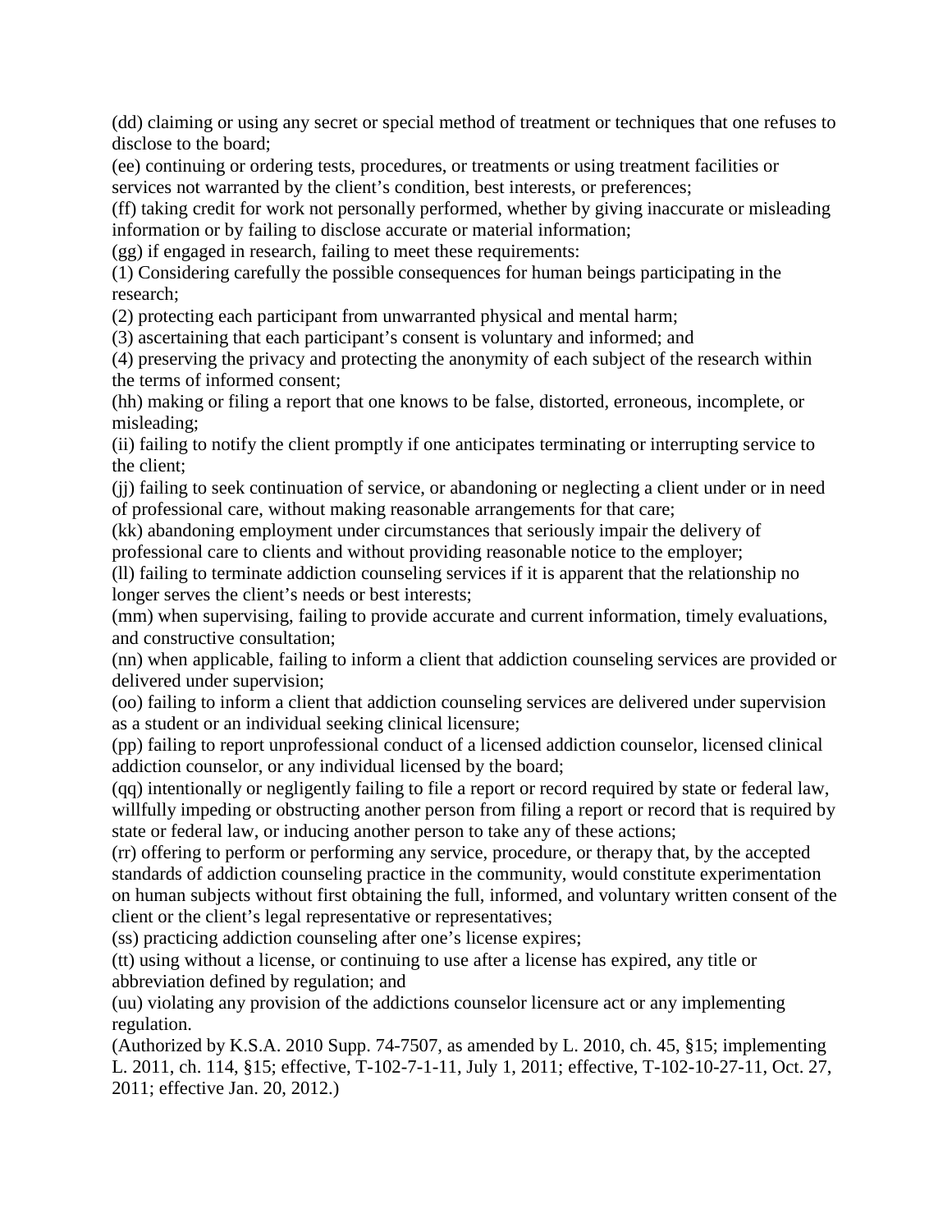(dd) claiming or using any secret or special method of treatment or techniques that one refuses to disclose to the board;

(ee) continuing or ordering tests, procedures, or treatments or using treatment facilities or services not warranted by the client's condition, best interests, or preferences;

(ff) taking credit for work not personally performed, whether by giving inaccurate or misleading information or by failing to disclose accurate or material information;

(gg) if engaged in research, failing to meet these requirements:

(1) Considering carefully the possible consequences for human beings participating in the research;

(2) protecting each participant from unwarranted physical and mental harm;

(3) ascertaining that each participant's consent is voluntary and informed; and

(4) preserving the privacy and protecting the anonymity of each subject of the research within the terms of informed consent;

(hh) making or filing a report that one knows to be false, distorted, erroneous, incomplete, or misleading;

(ii) failing to notify the client promptly if one anticipates terminating or interrupting service to the client;

(jj) failing to seek continuation of service, or abandoning or neglecting a client under or in need of professional care, without making reasonable arrangements for that care;

(kk) abandoning employment under circumstances that seriously impair the delivery of professional care to clients and without providing reasonable notice to the employer;

(ll) failing to terminate addiction counseling services if it is apparent that the relationship no longer serves the client's needs or best interests;

(mm) when supervising, failing to provide accurate and current information, timely evaluations, and constructive consultation;

(nn) when applicable, failing to inform a client that addiction counseling services are provided or delivered under supervision;

(oo) failing to inform a client that addiction counseling services are delivered under supervision as a student or an individual seeking clinical licensure;

(pp) failing to report unprofessional conduct of a licensed addiction counselor, licensed clinical addiction counselor, or any individual licensed by the board;

(qq) intentionally or negligently failing to file a report or record required by state or federal law, willfully impeding or obstructing another person from filing a report or record that is required by state or federal law, or inducing another person to take any of these actions;

(rr) offering to perform or performing any service, procedure, or therapy that, by the accepted standards of addiction counseling practice in the community, would constitute experimentation on human subjects without first obtaining the full, informed, and voluntary written consent of the client or the client's legal representative or representatives;

(ss) practicing addiction counseling after one's license expires;

(tt) using without a license, or continuing to use after a license has expired, any title or abbreviation defined by regulation; and

(uu) violating any provision of the addictions counselor licensure act or any implementing regulation.

(Authorized by K.S.A. 2010 Supp. 74-7507, as amended by L. 2010, ch. 45, §15; implementing L. 2011, ch. 114, §15; effective, T-102-7-1-11, July 1, 2011; effective, T-102-10-27-11, Oct. 27, 2011; effective Jan. 20, 2012.)